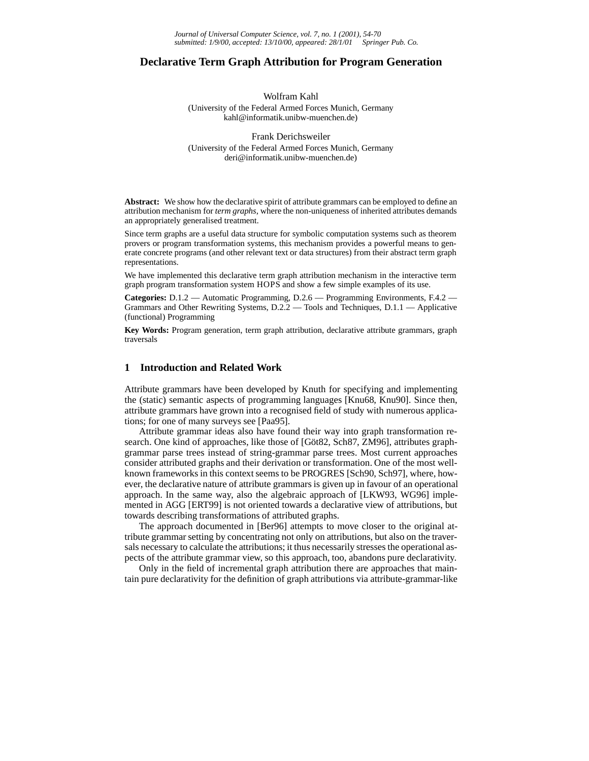# Declarative Term Graph Attribution for Program Generation

Wolfram Kahl
(University of the Federal Armed Forces Munich, Germany
kahl@informatik.unibw-muenchen.de)

Frank Derichsweiler
(University of the Federal Armed Forces Munich, Germany
deri@informatik.unibw-muenchen.de)

**Abstract:** We show how the declarative spirit of attribute grammars can be employed to define an attribution mechanism for *term graphs*, where the non-uniqueness of inherited attributes demands an appropriately generalised treatment.

Since term graphs are a useful data structure for symbolic computation systems such as theorem provers or program transformation systems, this mechanism provides a powerful means to generate concrete programs (and other relevant text or data structures) from their abstract term graph representations.

We have implemented this declarative term graph attribution mechanism in the interactive term graph program transformation system HOPS and show a few simple examples of its use.

**Categories:** D.1.2 — Automatic Programming, D.2.6 — Programming Environments, F.4.2 — Grammars and Other Rewriting Systems, D.2.2 — Tools and Techniques, D.1.1 — Applicative (functional) Programming

**Key Words:** Program generation, term graph attribution, declarative attribute grammars, graph traversals

## 1 Introduction and Related Work

Attribute grammars have been developed by Knuth for specifying and implementing the (static) semantic aspects of programming languages [Knu68, Knu90]. Since then, attribute grammars have grown into a recognised field of study with numerous applications; for one of many surveys see [Paa95].

Attribute grammar ideas also have found their way into graph transformation research. One kind of approaches, like those of [Göt82, Sch87, ZM96], attributes graph-grammar parse trees instead of string-grammar parse trees. Most current approaches consider attributed graphs and their derivation or transformation. One of the most well-known frameworks in this context seems to be PROGRES [Sch90, Sch97], where, however, the declarative nature of attribute grammars is given up in favour of an operational approach. In the same way, also the algebraic approach of [LKW93, WG96] implemented in AGG [ERT99] is not oriented towards a declarative view of attributions, but towards describing transformations of attributed graphs.

The approach documented in [Ber96] attempts to move closer to the original attribute grammar setting by concentrating not only on attributions, but also on the traversals necessary to calculate the attributions; it thus necessarily stresses the operational aspects of the attribute grammar view, so this approach, too, abandons pure declarativity.

Only in the field of incremental graph attribution there are approaches that maintain pure declarativity for the definition of graph attributions via attribute-grammar-like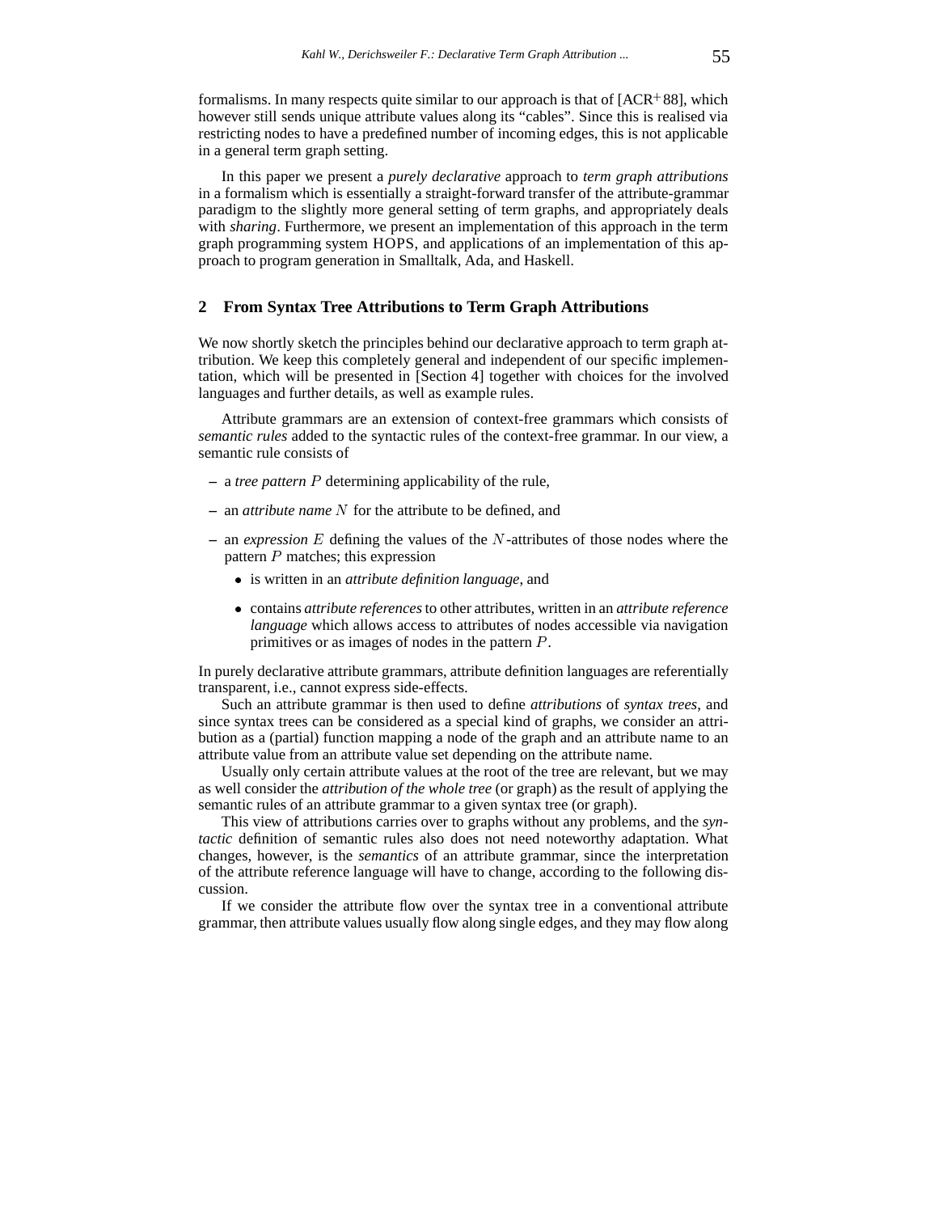formalisms. In many respects quite similar to our approach is that of [ACR+88], which however still sends unique attribute values along its "cables". Since this is realised via restricting nodes to have a predefined number of incoming edges, this is not applicable in a general term graph setting.

In this paper we present a *purely declarative* approach to *term graph attributions* in a formalism which is essentially a straight-forward transfer of the attribute-grammar paradigm to the slightly more general setting of term graphs, and appropriately deals with *sharing*. Furthermore, we present an implementation of this approach in the term graph programming system HOPS, and applications of an implementation of this approach to program generation in Smalltalk, Ada, and Haskell.

## 2 From Syntax Tree Attributions to Term Graph Attributions

We now shortly sketch the principles behind our declarative approach to term graph attribution. We keep this completely general and independent of our specific implementation, which will be presented in [Section 4] together with choices for the involved languages and further details, as well as example rules.

Attribute grammars are an extension of context-free grammars which consists of *semantic rules* added to the syntactic rules of the context-free grammar. In our view, a semantic rule consists of

- a *tree pattern* $P$ determining applicability of the rule,
- an *attribute name* $N$ for the attribute to be defined, and
- an *expression* $E$ defining the values of the $N$-attributes of those nodes where the pattern $P$ matches; this expression
  - is written in an *attribute definition language*, and
  - contains *attribute references* to other attributes, written in an *attribute reference language* which allows access to attributes of nodes accessible via navigation primitives or as images of nodes in the pattern $P$.

In purely declarative attribute grammars, attribute definition languages are referentially transparent, i.e., cannot express side-effects.

Such an attribute grammar is then used to define *attributions* of *syntax trees*, and since syntax trees can be considered as a special kind of graphs, we consider an attribution as a (partial) function mapping a node of the graph and an attribute name to an attribute value from an attribute value set depending on the attribute name.

Usually only certain attribute values at the root of the tree are relevant, but we may as well consider the *attribution of the whole tree* (or graph) as the result of applying the semantic rules of an attribute grammar to a given syntax tree (or graph).

This view of attributions carries over to graphs without any problems, and the *syntactic* definition of semantic rules also does not need noteworthy adaptation. What changes, however, is the *semantics* of an attribute grammar, since the interpretation of the attribute reference language will have to change, according to the following discussion.

If we consider the attribute flow over the syntax tree in a conventional attribute grammar, then attribute values usually flow along single edges, and they may flow along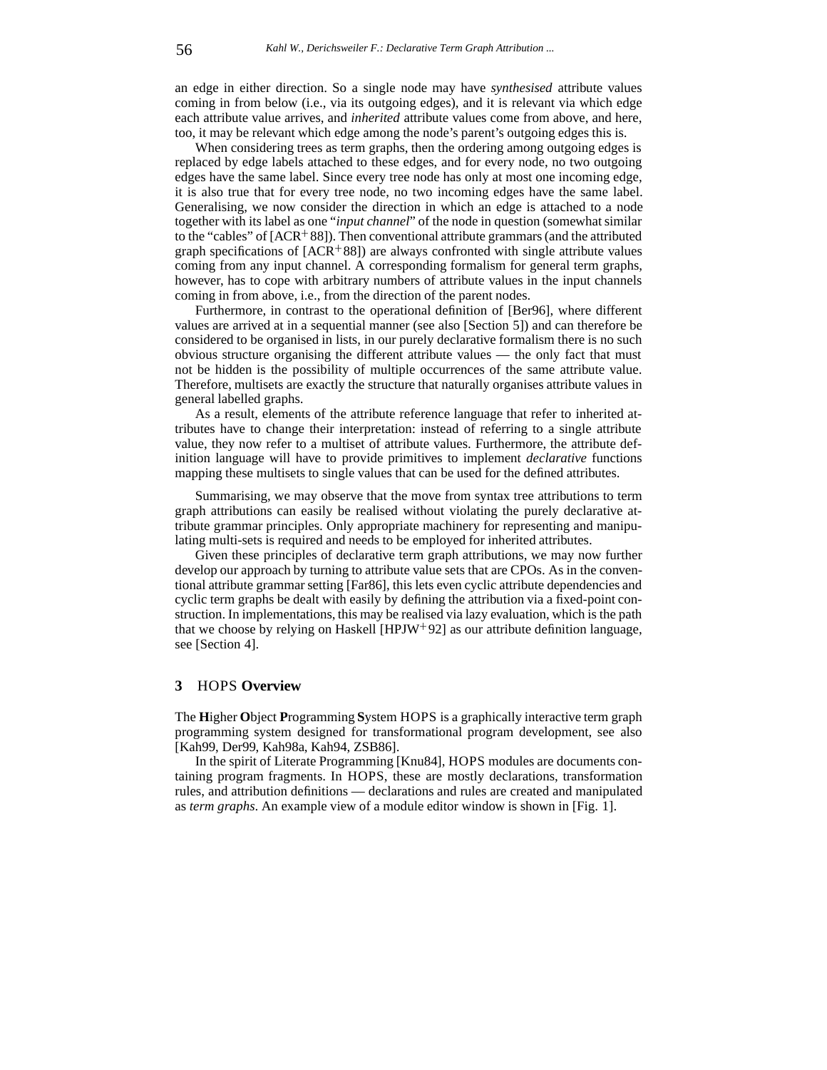an edge in either direction. So a single node may have *synthesised* attribute values coming in from below (i.e., via its outgoing edges), and it is relevant via which edge each attribute value arrives, and *inherited* attribute values come from above, and here, too, it may be relevant which edge among the node's parent's outgoing edges this is.

When considering trees as term graphs, then the ordering among outgoing edges is replaced by edge labels attached to these edges, and for every node, no two outgoing edges have the same label. Since every tree node has only at most one incoming edge, it is also true that for every tree node, no two incoming edges have the same label. Generalising, we now consider the direction in which an edge is attached to a node together with its label as one "*input channel*" of the node in question (somewhat similar to the "cables" of [ACR+88]). Then conventional attribute grammars (and the attributed graph specifications of [ACR+88]) are always confronted with single attribute values coming from any input channel. A corresponding formalism for general term graphs, however, has to cope with arbitrary numbers of attribute values in the input channels coming in from above, i.e., from the direction of the parent nodes.

Furthermore, in contrast to the operational definition of [Ber96], where different values are arrived at in a sequential manner (see also [Section 5]) and can therefore be considered to be organised in lists, in our purely declarative formalism there is no such obvious structure organising the different attribute values — the only fact that must not be hidden is the possibility of multiple occurrences of the same attribute value. Therefore, multisets are exactly the structure that naturally organises attribute values in general labelled graphs.

As a result, elements of the attribute reference language that refer to inherited attributes have to change their interpretation: instead of referring to a single attribute value, they now refer to a multiset of attribute values. Furthermore, the attribute definition language will have to provide primitives to implement *declarative* functions mapping these multisets to single values that can be used for the defined attributes.

Summarising, we may observe that the move from syntax tree attributions to term graph attributions can easily be realised without violating the purely declarative attribute grammar principles. Only appropriate machinery for representing and manipulating multi-sets is required and needs to be employed for inherited attributes.

Given these principles of declarative term graph attributions, we may now further develop our approach by turning to attribute value sets that are CPOs. As in the conventional attribute grammar setting [Far86], this lets even cyclic attribute dependencies and cyclic term graphs be dealt with easily by defining the attribution via a fixed-point construction. In implementations, this may be realised via lazy evaluation, which is the path that we choose by relying on Haskell [HPJW+92] as our attribute definition language, see [Section 4].

## 3 HOPS Overview

The **H**igher **O**bject **P**rogramming **S**ystem HOPS is a graphically interactive term graph programming system designed for transformational program development, see also [Kah99, Der99, Kah98a, Kah94, ZSB86].

In the spirit of Literate Programming [Knu84], HOPS modules are documents containing program fragments. In HOPS, these are mostly declarations, transformation rules, and attribution definitions — declarations and rules are created and manipulated as *term graphs*. An example view of a module editor window is shown in [Fig. 1].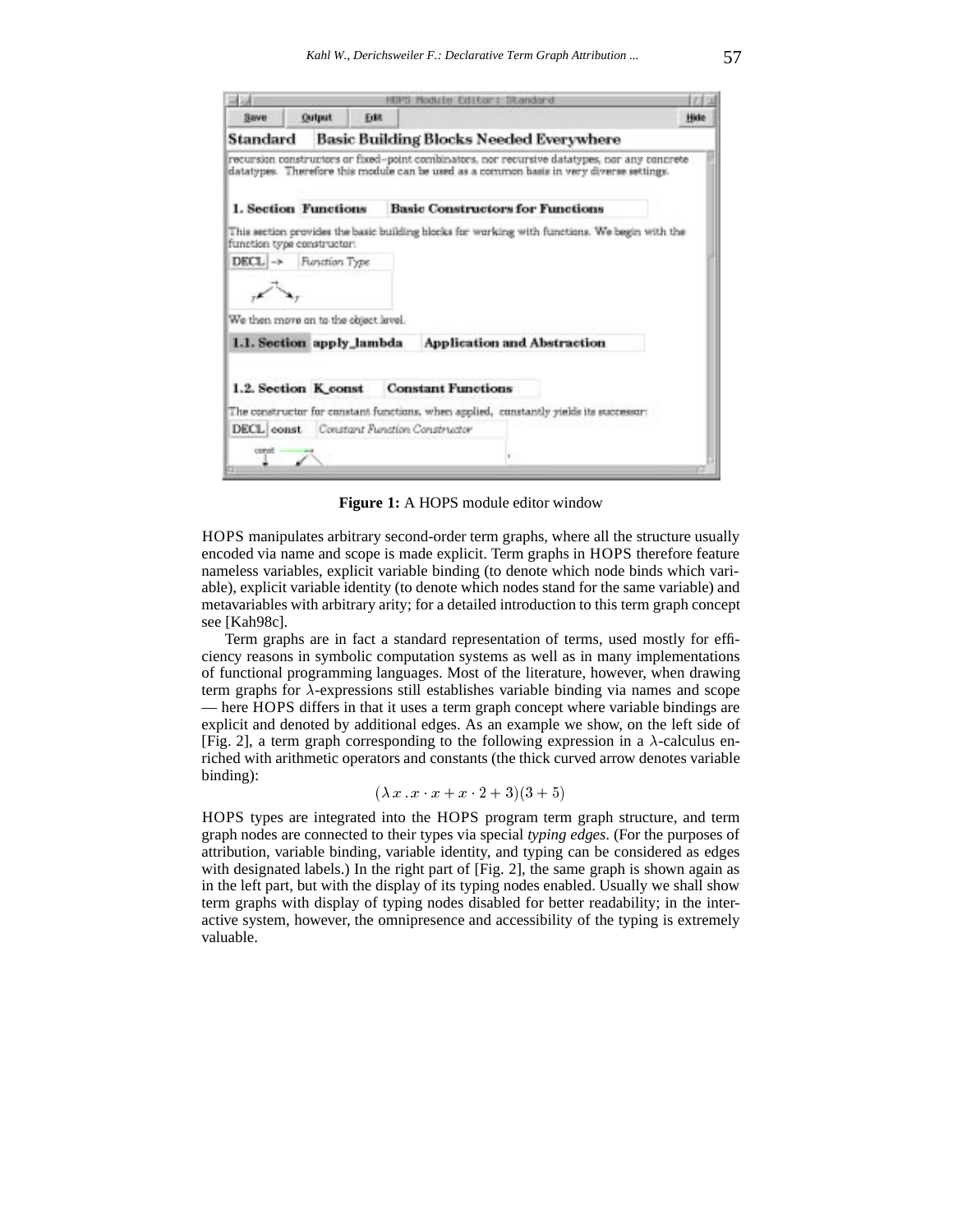**Figure 1:** A HOPS module editor window

HOPS manipulates arbitrary second-order term graphs, where all the structure usually encoded via name and scope is made explicit. Term graphs in HOPS therefore feature nameless variables, explicit variable binding (to denote which node binds which variable), explicit variable identity (to denote which nodes stand for the same variable) and metavariables with arbitrary arity; for a detailed introduction to this term graph concept see [Kah98c].

Term graphs are in fact a standard representation of terms, used mostly for efficiency reasons in symbolic computation systems as well as in many implementations of functional programming languages. Most of the literature, however, when drawing term graphs for $\lambda$-expressions still establishes variable binding via names and scope — here HOPS differs in that it uses a term graph concept where variable bindings are explicit and denoted by additional edges. As an example we show, on the left side of [Fig. 2], a term graph corresponding to the following expression in a $\lambda$-calculus enriched with arithmetic operators and constants (the thick curved arrow denotes variable binding):

$$(\lambda\, x\, .\, x \cdot x + x \cdot 2 + 3)(3 + 5)$$

HOPS types are integrated into the HOPS program term graph structure, and term graph nodes are connected to their types via special *typing edges*. (For the purposes of attribution, variable binding, variable identity, and typing can be considered as edges with designated labels.) In the right part of [Fig. 2], the same graph is shown again as in the left part, but with the display of its typing nodes enabled. Usually we shall show term graphs with display of typing nodes disabled for better readability; in the interactive system, however, the omnipresence and accessibility of the typing is extremely valuable.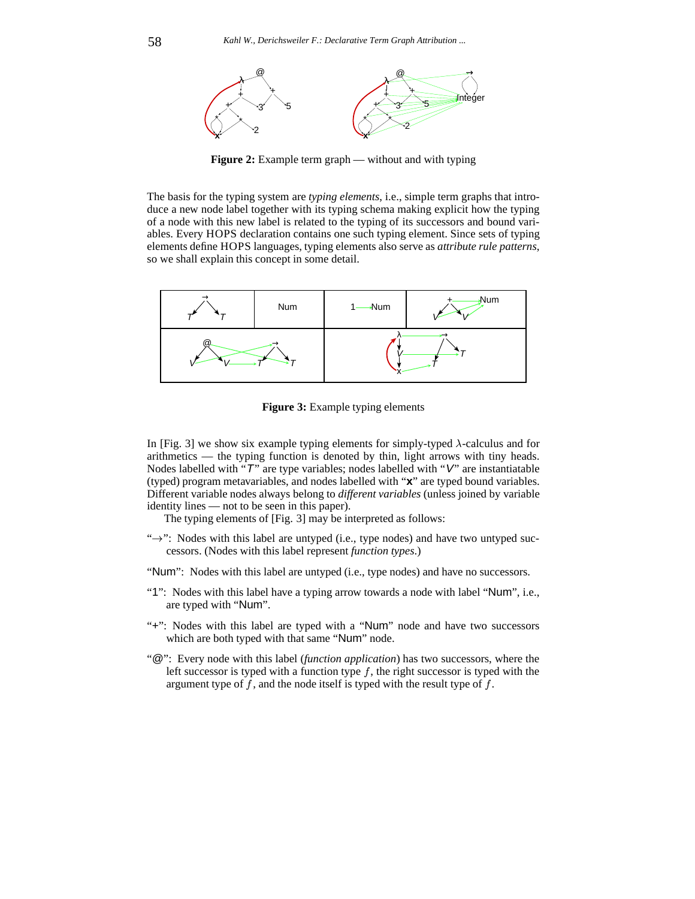**Figure 2:** Example term graph — without and with typing

The basis for the typing system are *typing elements*, i.e., simple term graphs that introduce a new node label together with its typing schema making explicit how the typing of a node with this new label is related to the typing of its successors and bound variables. Every HOPS declaration contains one such typing element. Since sets of typing elements define HOPS languages, typing elements also serve as *attribute rule patterns*, so we shall explain this concept in some detail.

**Figure 3:** Example typing elements

In [Fig. 3] we show six example typing elements for simply-typed $\lambda$-calculus and for arithmetics — the typing function is denoted by thin, light arrows with tiny heads. Nodes labelled with "$T$" are type variables; nodes labelled with "$V$" are instantiatable (typed) program metavariables, and nodes labelled with "**x**" are typed bound variables. Different variable nodes always belong to *different variables* (unless joined by variable identity lines — not to be seen in this paper).

The typing elements of [Fig. 3] may be interpreted as follows:

"$\rightarrow$": Nodes with this label are untyped (i.e., type nodes) and have two untyped successors. (Nodes with this label represent *function types*.)

"Num": Nodes with this label are untyped (i.e., type nodes) and have no successors.

"1": Nodes with this label have a typing arrow towards a node with label "Num", i.e., are typed with "Num".

"+": Nodes with this label are typed with a "Num" node and have two successors which are both typed with that same "Num" node.

"@": Every node with this label (*function application*) has two successors, where the left successor is typed with a function type $f$, the right successor is typed with the argument type of $f$, and the node itself is typed with the result type of $f$.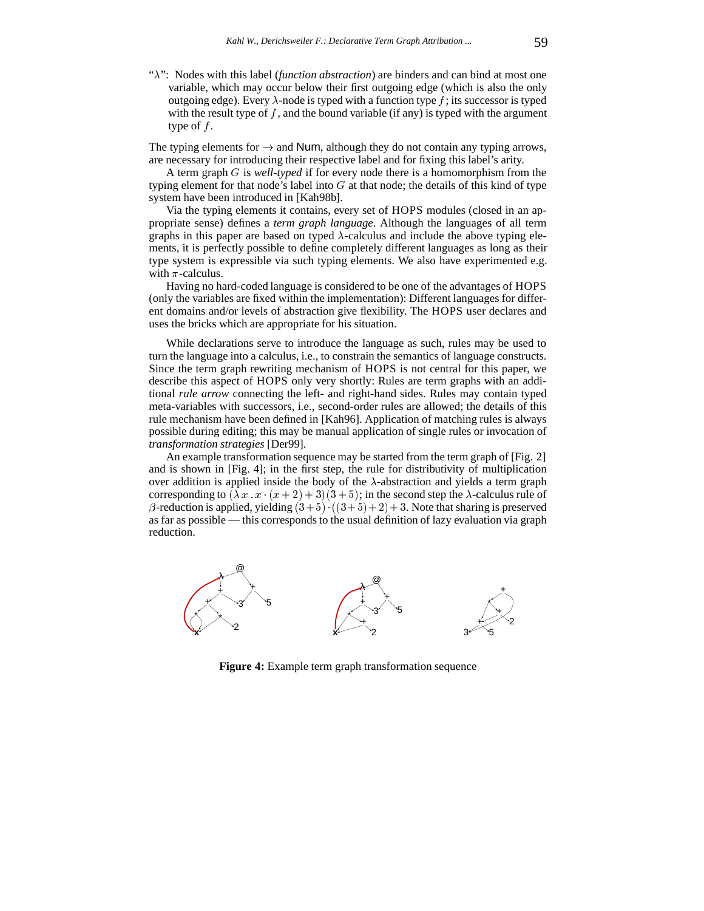"$\lambda$": Nodes with this label (*function abstraction*) are binders and can bind at most one variable, which may occur below their first outgoing edge (which is also the only outgoing edge). Every $\lambda$-node is typed with a function type $f$; its successor is typed with the result type of $f$, and the bound variable (if any) is typed with the argument type of $f$.

The typing elements for $\rightarrow$ and Num, although they do not contain any typing arrows, are necessary for introducing their respective label and for fixing this label's arity.

A term graph $G$ is *well-typed* if for every node there is a homomorphism from the typing element for that node's label into $G$ at that node; the details of this kind of type system have been introduced in [Kah98b].

Via the typing elements it contains, every set of HOPS modules (closed in an appropriate sense) defines a *term graph language*. Although the languages of all term graphs in this paper are based on typed $\lambda$-calculus and include the above typing elements, it is perfectly possible to define completely different languages as long as their type system is expressible via such typing elements. We also have experimented e.g. with $\pi$-calculus.

Having no hard-coded language is considered to be one of the advantages of HOPS (only the variables are fixed within the implementation): Different languages for different domains and/or levels of abstraction give flexibility. The HOPS user declares and uses the bricks which are appropriate for his situation.

While declarations serve to introduce the language as such, rules may be used to turn the language into a calculus, i.e., to constrain the semantics of language constructs. Since the term graph rewriting mechanism of HOPS is not central for this paper, we describe this aspect of HOPS only very shortly: Rules are term graphs with an additional *rule arrow* connecting the left- and right-hand sides. Rules may contain typed meta-variables with successors, i.e., second-order rules are allowed; the details of this rule mechanism have been defined in [Kah96]. Application of matching rules is always possible during editing; this may be manual application of single rules or invocation of *transformation strategies* [Der99].

An example transformation sequence may be started from the term graph of [Fig. 2] and is shown in [Fig. 4]; in the first step, the rule for distributivity of multiplication over addition is applied inside the body of the $\lambda$-abstraction and yields a term graph corresponding to $(\lambda\, x\, .\, x \cdot (x+2)+3)(3+5)$; in the second step the $\lambda$-calculus rule of $\beta$-reduction is applied, yielding $(3+5)\cdot((3+5)+2)+3$. Note that sharing is preserved as far as possible — this corresponds to the usual definition of lazy evaluation via graph reduction.

**Figure 4:** Example term graph transformation sequence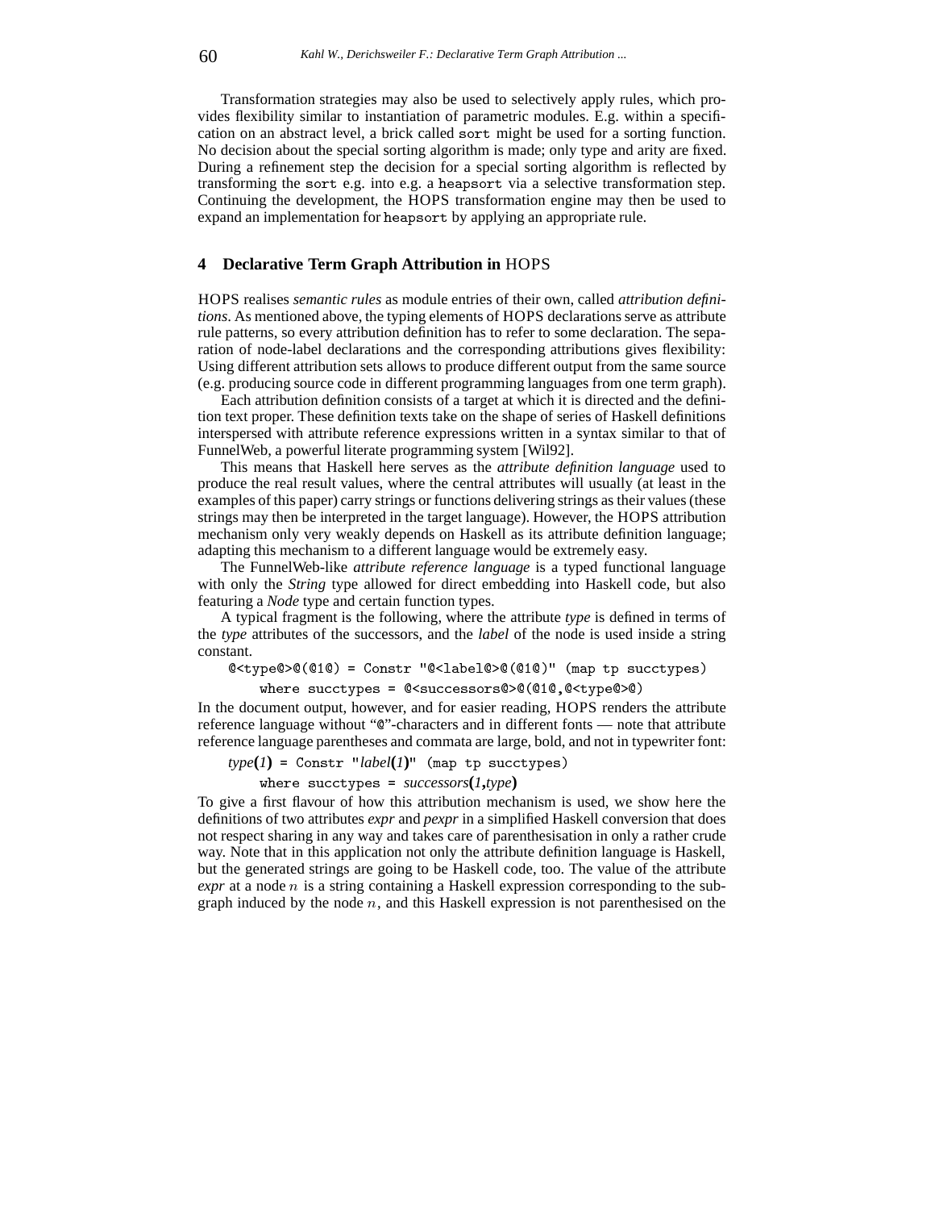Transformation strategies may also be used to selectively apply rules, which provides flexibility similar to instantiation of parametric modules. E.g. within a specification on an abstract level, a brick called `sort` might be used for a sorting function. No decision about the special sorting algorithm is made; only type and arity are fixed. During a refinement step the decision for a special sorting algorithm is reflected by transforming the `sort` e.g. into e.g. a `heapsort` via a selective transformation step. Continuing the development, the HOPS transformation engine may then be used to expand an implementation for `heapsort` by applying an appropriate rule.

## 4 Declarative Term Graph Attribution in HOPS

HOPS realises *semantic rules* as module entries of their own, called *attribution definitions*. As mentioned above, the typing elements of HOPS declarations serve as attribute rule patterns, so every attribution definition has to refer to some declaration. The separation of node-label declarations and the corresponding attributions gives flexibility: Using different attribution sets allows to produce different output from the same source (e.g. producing source code in different programming languages from one term graph).

Each attribution definition consists of a target at which it is directed and the definition text proper. These definition texts take on the shape of series of Haskell definitions interspersed with attribute reference expressions written in a syntax similar to that of FunnelWeb, a powerful literate programming system [Wil92].

This means that Haskell here serves as the *attribute definition language* used to produce the real result values, where the central attributes will usually (at least in the examples of this paper) carry strings or functions delivering strings as their values (these strings may then be interpreted in the target language). However, the HOPS attribution mechanism only very weakly depends on Haskell as its attribute definition language; adapting this mechanism to a different language would be extremely easy.

The FunnelWeb-like *attribute reference language* is a typed functional language with only the *String* type allowed for direct embedding into Haskell code, but also featuring a *Node* type and certain function types.

A typical fragment is the following, where the attribute *type* is defined in terms of the *type* attributes of the successors, and the *label* of the node is used inside a string constant.

```
@<type@>@(@1@) = Constr "@<label@>@(@1@)" (map tp succtypes)
    where succtypes = @<successors@>@(@1@,@<type@>@)
```

In the document output, however, and for easier reading, HOPS renders the attribute reference language without "@"-characters and in different fonts — note that attribute reference language parentheses and commata are large, bold, and not in typewriter font:

*type*(*1*) `= Constr "`*label*(*1*)`" (map tp succtypes)`

    `where succtypes =` *successors*(*1*,*type*)

To give a first flavour of how this attribution mechanism is used, we show here the definitions of two attributes *expr* and *pexpr* in a simplified Haskell conversion that does not respect sharing in any way and takes care of parenthesisation in only a rather crude way. Note that in this application not only the attribute definition language is Haskell, but the generated strings are going to be Haskell code, too. The value of the attribute *expr* at a node $n$ is a string containing a Haskell expression corresponding to the subgraph induced by the node $n$, and this Haskell expression is not parenthesised on the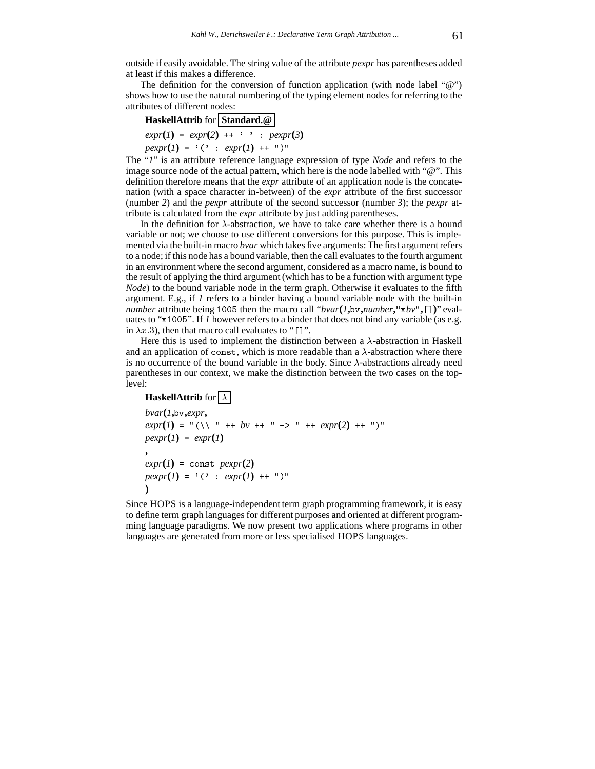outside if easily avoidable. The string value of the attribute *pexpr* has parentheses added at least if this makes a difference.

The definition for the conversion of function application (with node label "@") shows how to use the natural numbering of the typing element nodes for referring to the attributes of different nodes:

**HaskellAttrib** for **Standard.@**

```
expr(1) = expr(2) ++ ' ' : pexpr(3)
pexpr(1) = '(' : expr(1) ++ ")"
```

The "*1*" is an attribute reference language expression of type *Node* and refers to the image source node of the actual pattern, which here is the node labelled with "@". This definition therefore means that the *expr* attribute of an application node is the concatenation (with a space character in-between) of the *expr* attribute of the first successor (number *2*) and the *pexpr* attribute of the second successor (number *3*); the *pexpr* attribute is calculated from the *expr* attribute by just adding parentheses.

In the definition for $\lambda$-abstraction, we have to take care whether there is a bound variable or not; we choose to use different conversions for this purpose. This is implemented via the built-in macro *bvar* which takes five arguments: The first argument refers to a node; if this node has a bound variable, then the call evaluates to the fourth argument in an environment where the second argument, considered as a macro name, is bound to the result of applying the third argument (which has to be a function with argument type *Node*) to the bound variable node in the term graph. Otherwise it evaluates to the fifth argument. E.g., if *1* refers to a binder having a bound variable node with the built-in *number* attribute being `1005` then the macro call "*bvar*(*1*,`bv`,*number*,"`x`*bv*",`[]`)" evaluates to "`x1005`". If *1* however refers to a binder that does not bind any variable (as e.g. in $\lambda x.3$), then that macro call evaluates to "`[]`".

Here this is used to implement the distinction between a $\lambda$-abstraction in Haskell and an application of `const`, which is more readable than a $\lambda$-abstraction where there is no occurrence of the bound variable in the body. Since $\lambda$-abstractions already need parentheses in our context, we make the distinction between the two cases on the top-level:

**HaskellAttrib** for $\lambda$

```
bvar(1,bv,expr,
expr(1) = "(\\ " ++ bv ++ " -> " ++ expr(2) ++ ")"
pexpr(1) = expr(1)
,
expr(1) = const pexpr(2)
pexpr(1) = '(' : expr(1) ++ ")"
)
```

Since HOPS is a language-independent term graph programming framework, it is easy to define term graph languages for different purposes and oriented at different programming language paradigms. We now present two applications where programs in other languages are generated from more or less specialised HOPS languages.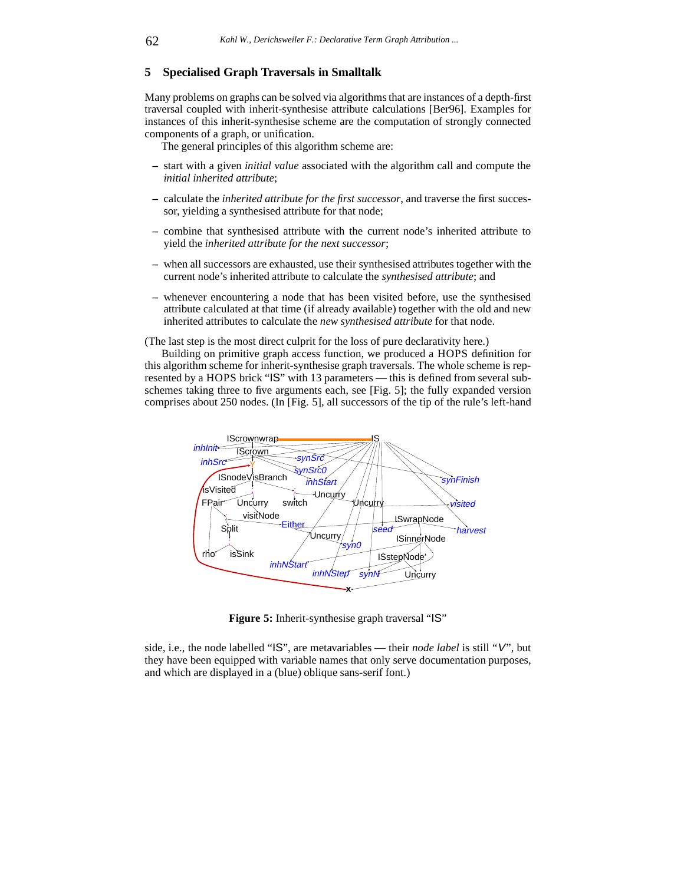## 5 Specialised Graph Traversals in Smalltalk

Many problems on graphs can be solved via algorithms that are instances of a depth-first traversal coupled with inherit-synthesise attribute calculations [Ber96]. Examples for instances of this inherit-synthesise scheme are the computation of strongly connected components of a graph, or unification.

The general principles of this algorithm scheme are:

- start with a given *initial value* associated with the algorithm call and compute the *initial inherited attribute*;
- calculate the *inherited attribute for the first successor*, and traverse the first successor, yielding a synthesised attribute for that node;
- combine that synthesised attribute with the current node's inherited attribute to yield the *inherited attribute for the next successor*;
- when all successors are exhausted, use their synthesised attributes together with the current node's inherited attribute to calculate the *synthesised attribute*; and
- whenever encountering a node that has been visited before, use the synthesised attribute calculated at that time (if already available) together with the old and new inherited attributes to calculate the *new synthesised attribute* for that node.

(The last step is the most direct culprit for the loss of pure declarativity here.)

Building on primitive graph access function, we produced a HOPS definition for this algorithm scheme for inherit-synthesise graph traversals. The whole scheme is represented by a HOPS brick "IS" with 13 parameters — this is defined from several subschemes taking three to five arguments each, see [Fig. 5]; the fully expanded version comprises about 250 nodes. (In [Fig. 5], all successors of the tip of the rule's left-hand side, i.e., the node labelled "IS", are metavariables — their *node label* is still "*V*", but they have been equipped with variable names that only serve documentation purposes, and which are displayed in a (blue) oblique sans-serif font.)

**Figure 5:** Inherit-synthesise graph traversal "IS"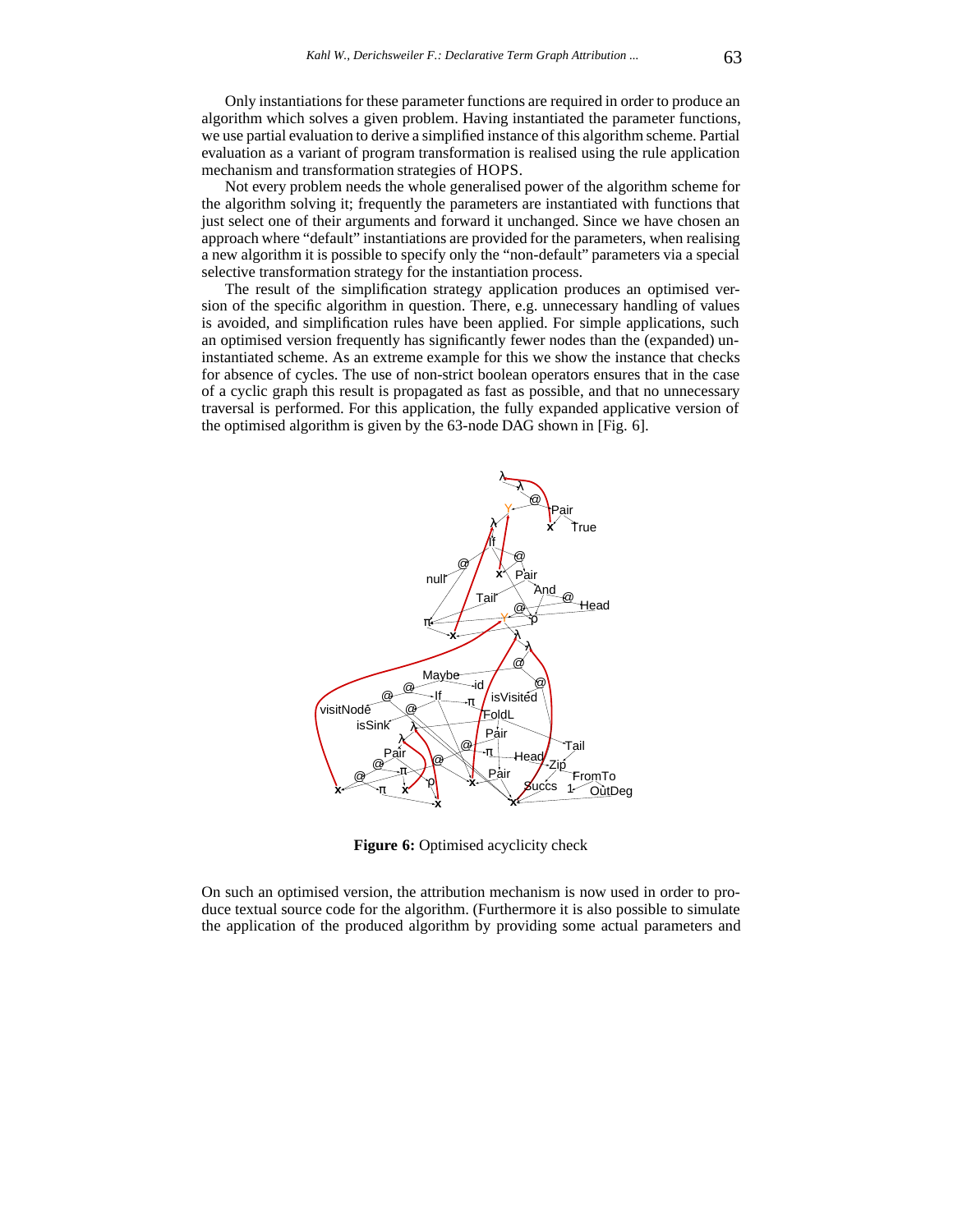Only instantiations for these parameter functions are required in order to produce an algorithm which solves a given problem. Having instantiated the parameter functions, we use partial evaluation to derive a simplified instance of this algorithm scheme. Partial evaluation as a variant of program transformation is realised using the rule application mechanism and transformation strategies of HOPS.

Not every problem needs the whole generalised power of the algorithm scheme for the algorithm solving it; frequently the parameters are instantiated with functions that just select one of their arguments and forward it unchanged. Since we have chosen an approach where "default" instantiations are provided for the parameters, when realising a new algorithm it is possible to specify only the "non-default" parameters via a special selective transformation strategy for the instantiation process.

The result of the simplification strategy application produces an optimised version of the specific algorithm in question. There, e.g. unnecessary handling of values is avoided, and simplification rules have been applied. For simple applications, such an optimised version frequently has significantly fewer nodes than the (expanded) uninstantiated scheme. As an extreme example for this we show the instance that checks for absence of cycles. The use of non-strict boolean operators ensures that in the case of a cyclic graph this result is propagated as fast as possible, and that no unnecessary traversal is performed. For this application, the fully expanded applicative version of the optimised algorithm is given by the 63-node DAG shown in [Fig. 6].

**Figure 6:** Optimised acyclicity check

On such an optimised version, the attribution mechanism is now used in order to produce textual source code for the algorithm. (Furthermore it is also possible to simulate the application of the produced algorithm by providing some actual parameters and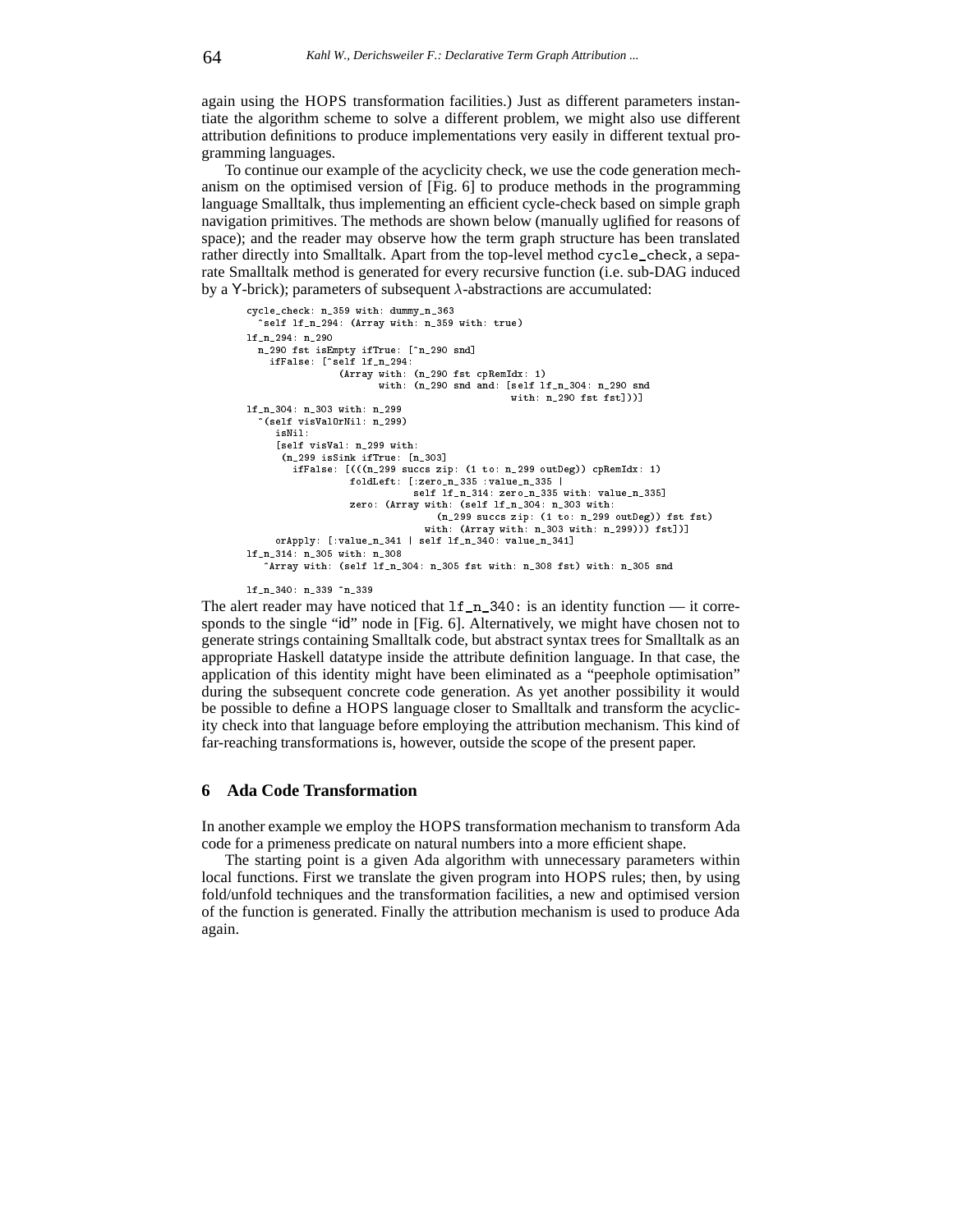again using the HOPS transformation facilities.) Just as different parameters instantiate the algorithm scheme to solve a different problem, we might also use different attribution definitions to produce implementations very easily in different textual programming languages.

To continue our example of the acyclicity check, we use the code generation mechanism on the optimised version of [Fig. 6] to produce methods in the programming language Smalltalk, thus implementing an efficient cycle-check based on simple graph navigation primitives. The methods are shown below (manually uglified for reasons of space); and the reader may observe how the term graph structure has been translated rather directly into Smalltalk. Apart from the top-level method `cycle_check`, a separate Smalltalk method is generated for every recursive function (i.e. sub-DAG induced by a Y-brick); parameters of subsequent $\lambda$-abstractions are accumulated:

```
cycle_check: n_359 with: dummy_n_363
  ^self lf_n_294: (Array with: n_359 with: true)
lf_n_294: n_290
  n_290 fst isEmpty ifTrue: [^n_290 snd]
    ifFalse: [^self lf_n_294:
              (Array with: (n_290 fst cpRemIdx: 1)
                     with: (n_290 snd and: [self lf_n_304: n_290 snd
                                               with: n_290 fst fst]))]
lf_n_304: n_303 with: n_299
  ^(self visValOrNil: n_299)
     isNil:
     [self visVal: n_299 with:
      (n_299 isSink ifTrue: [n_303]
        ifFalse: [(((n_299 succs zip: (1 to: n_299 outDeg)) cpRemIdx: 1)
                  foldLeft: [:zero_n_335 :value_n_335 |
                             self lf_n_314: zero_n_335 with: value_n_335]
                  zero: (Array with: (self lf_n_304: n_303 with:
                                   (n_299 succs zip: (1 to: n_299 outDeg)) fst fst)
                                 with: (Array with: n_303 with: n_299))) fst])]
     orApply: [:value_n_341 | self lf_n_340: value_n_341]
lf_n_314: n_305 with: n_308
   ^Array with: (self lf_n_304: n_305 fst with: n_308 fst) with: n_305 snd

lf_n_340: n_339 ^n_339
```

The alert reader may have noticed that `lf_n_340:` is an identity function — it corresponds to the single "id" node in [Fig. 6]. Alternatively, we might have chosen not to generate strings containing Smalltalk code, but abstract syntax trees for Smalltalk as an appropriate Haskell datatype inside the attribute definition language. In that case, the application of this identity might have been eliminated as a "peephole optimisation" during the subsequent concrete code generation. As yet another possibility it would be possible to define a HOPS language closer to Smalltalk and transform the acyclicity check into that language before employing the attribution mechanism. This kind of far-reaching transformations is, however, outside the scope of the present paper.

## 6 Ada Code Transformation

In another example we employ the HOPS transformation mechanism to transform Ada code for a primeness predicate on natural numbers into a more efficient shape.

The starting point is a given Ada algorithm with unnecessary parameters within local functions. First we translate the given program into HOPS rules; then, by using fold/unfold techniques and the transformation facilities, a new and optimised version of the function is generated. Finally the attribution mechanism is used to produce Ada again.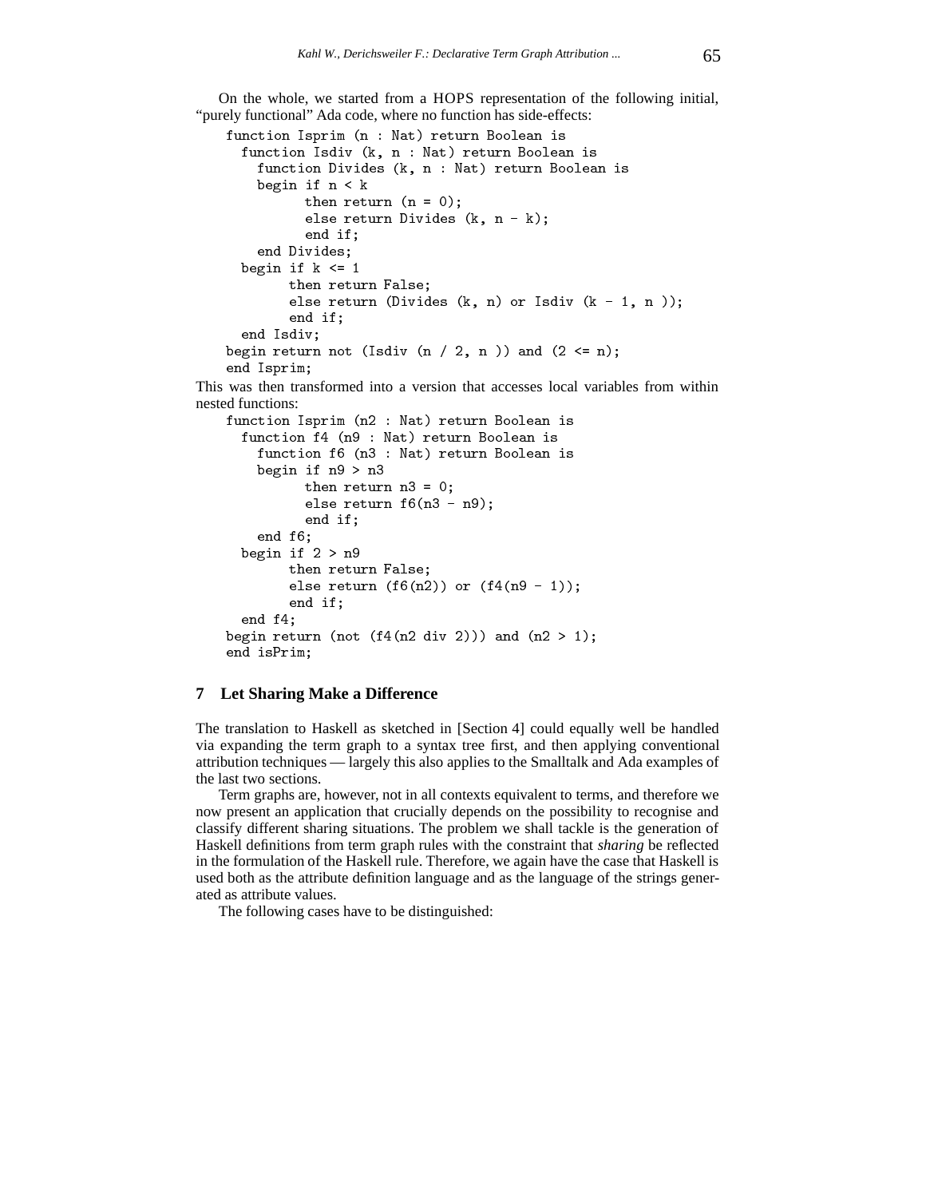On the whole, we started from a HOPS representation of the following initial, "purely functional" Ada code, where no function has side-effects:

```
function Isprim (n : Nat) return Boolean is
  function Isdiv (k, n : Nat) return Boolean is
    function Divides (k, n : Nat) return Boolean is
    begin if n < k
          then return (n = 0);
          else return Divides (k, n - k);
          end if;
    end Divides;
  begin if k <= 1
        then return False;
        else return (Divides (k, n) or Isdiv (k - 1, n ));
        end if;
  end Isdiv;
begin return not (Isdiv (n / 2, n )) and (2 <= n);
end Isprim;
```

This was then transformed into a version that accesses local variables from within nested functions:

```
function Isprim (n2 : Nat) return Boolean is
  function f4 (n9 : Nat) return Boolean is
    function f6 (n3 : Nat) return Boolean is
    begin if n9 > n3
          then return n3 = 0;
          else return f6(n3 - n9);
          end if;
    end f6;
  begin if 2 > n9
        then return False;
        else return (f6(n2)) or (f4(n9 - 1));
        end if;
  end f4;
begin return (not (f4(n2 div 2))) and (n2 > 1);
end isPrim;
```

## 7 Let Sharing Make a Difference

The translation to Haskell as sketched in [Section 4] could equally well be handled via expanding the term graph to a syntax tree first, and then applying conventional attribution techniques — largely this also applies to the Smalltalk and Ada examples of the last two sections.

Term graphs are, however, not in all contexts equivalent to terms, and therefore we now present an application that crucially depends on the possibility to recognise and classify different sharing situations. The problem we shall tackle is the generation of Haskell definitions from term graph rules with the constraint that *sharing* be reflected in the formulation of the Haskell rule. Therefore, we again have the case that Haskell is used both as the attribute definition language and as the language of the strings generated as attribute values.

The following cases have to be distinguished: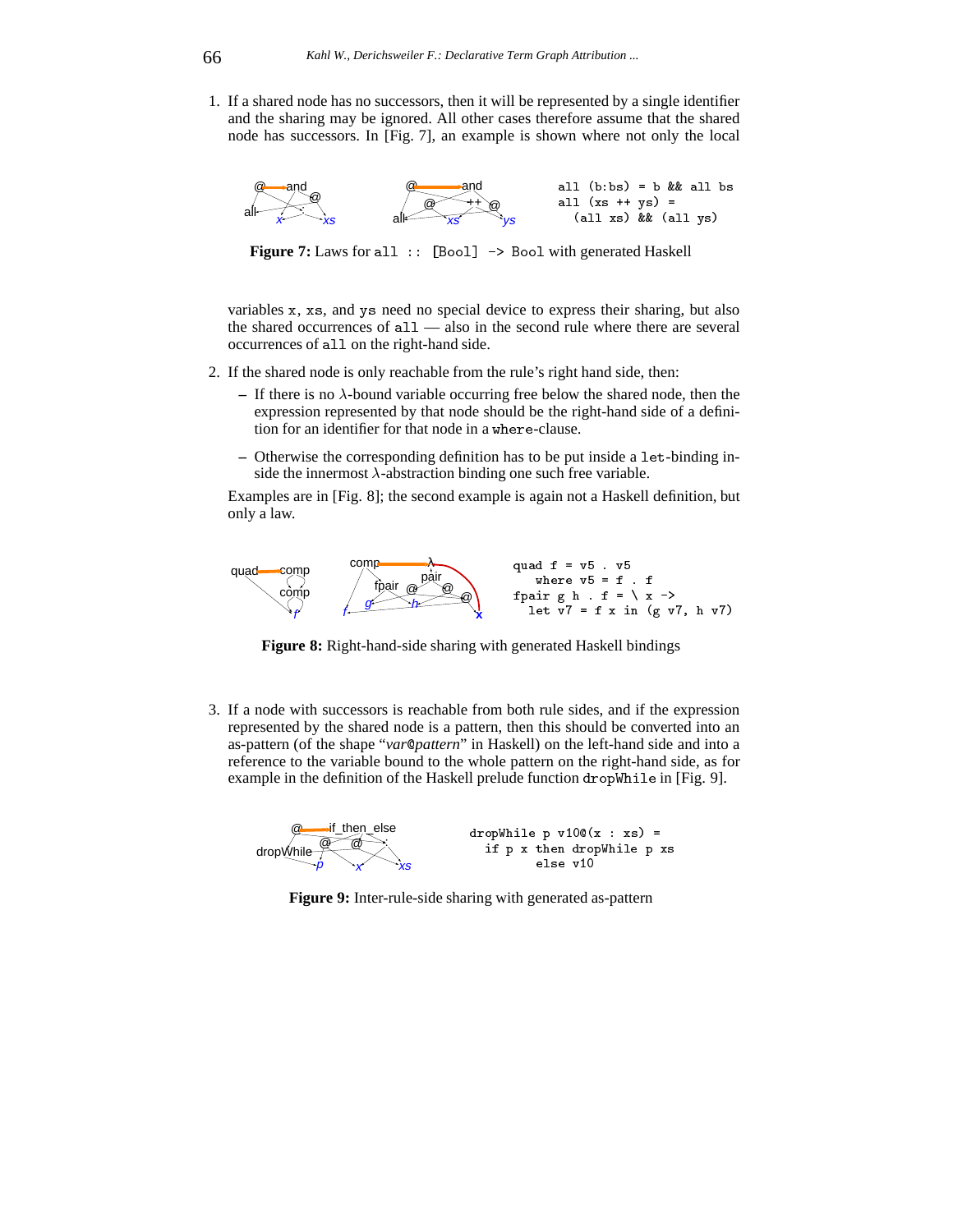1. If a shared node has no successors, then it will be represented by a single identifier and the sharing may be ignored. All other cases therefore assume that the shared node has successors. In [Fig. 7], an example is shown where not only the local

```
all (b:bs) = b && all bs
all (xs ++ ys) =
  (all xs) && (all ys)
```

**Figure 7:** Laws for `all :: [Bool] -> Bool` with generated Haskell

variables `x`, `xs`, and `ys` need no special device to express their sharing, but also the shared occurrences of `all` — also in the second rule where there are several occurrences of `all` on the right-hand side.

2. If the shared node is only reachable from the rule's right hand side, then:
   - If there is no $\lambda$-bound variable occurring free below the shared node, then the expression represented by that node should be the right-hand side of a definition for an identifier for that node in a `where`-clause.
   - Otherwise the corresponding definition has to be put inside a `let`-binding inside the innermost $\lambda$-abstraction binding one such free variable.

   Examples are in [Fig. 8]; the second example is again not a Haskell definition, but only a law.

```
quad f = v5 . v5
  where v5 = f . f
fpair g h . f = \ x ->
  let v7 = f x in (g v7, h v7)
```

**Figure 8:** Right-hand-side sharing with generated Haskell bindings

3. If a node with successors is reachable from both rule sides, and if the expression represented by the shared node is a pattern, then this should be converted into an as-pattern (of the shape "*var*`@`*pattern*" in Haskell) on the left-hand side and into a reference to the variable bound to the whole pattern on the right-hand side, as for example in the definition of the Haskell prelude function `dropWhile` in [Fig. 9].

```
dropWhile p v10@(x : xs) =
  if p x then dropWhile p xs
       else v10
```

**Figure 9:** Inter-rule-side sharing with generated as-pattern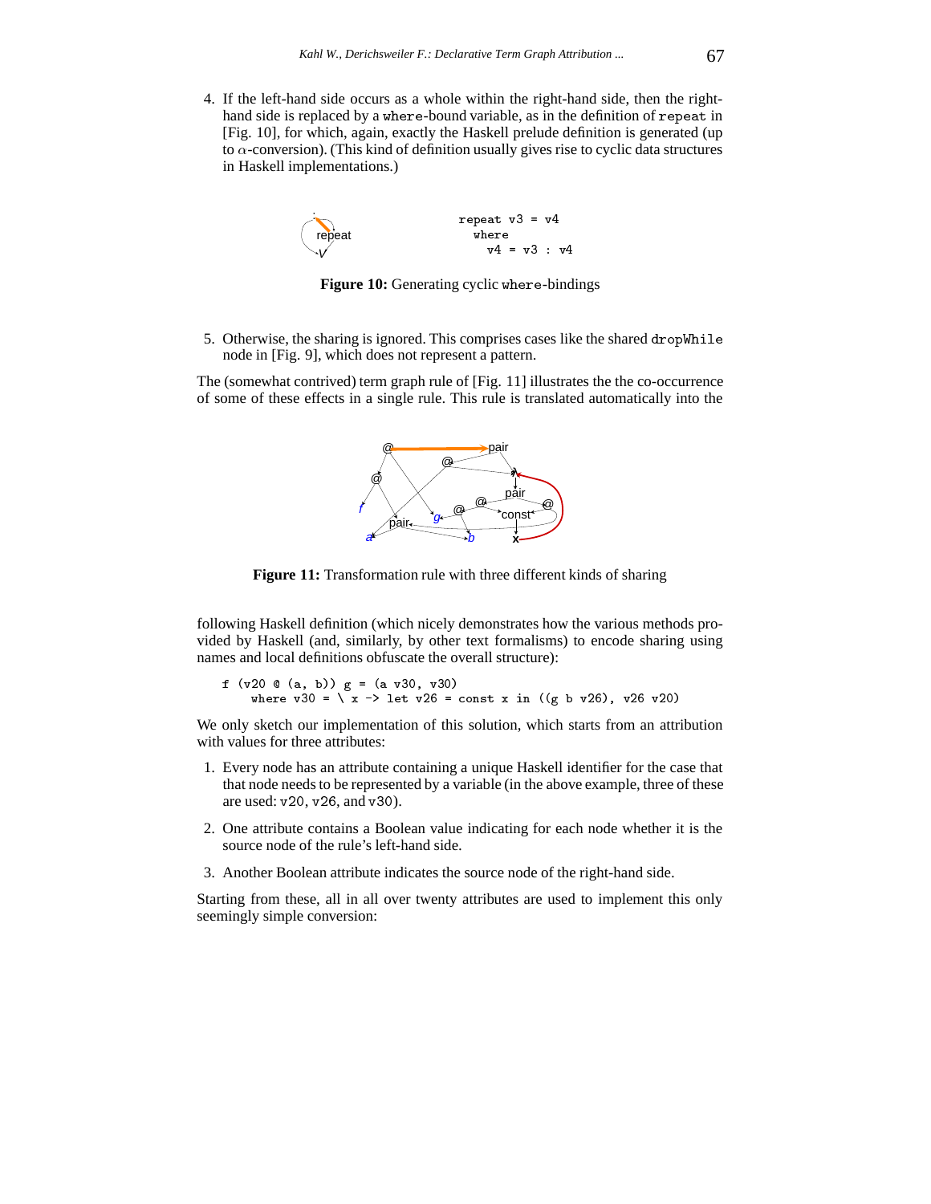4. If the left-hand side occurs as a whole within the right-hand side, then the right-hand side is replaced by a `where`-bound variable, as in the definition of `repeat` in [Fig. 10], for which, again, exactly the Haskell prelude definition is generated (up to $\alpha$-conversion). (This kind of definition usually gives rise to cyclic data structures in Haskell implementations.)

```
repeat v3 = v4
  where
    v4 = v3 : v4
```

**Figure 10:** Generating cyclic `where`-bindings

5. Otherwise, the sharing is ignored. This comprises cases like the shared `dropWhile` node in [Fig. 9], which does not represent a pattern.

The (somewhat contrived) term graph rule of [Fig. 11] illustrates the the co-occurrence of some of these effects in a single rule. This rule is translated automatically into the

**Figure 11:** Transformation rule with three different kinds of sharing

following Haskell definition (which nicely demonstrates how the various methods provided by Haskell (and, similarly, by other text formalisms) to encode sharing using names and local definitions obfuscate the overall structure):

```
f (v20 @ (a, b)) g = (a v30, v30)
    where v30 = \ x -> let v26 = const x in ((g b v26), v26 v20)
```

We only sketch our implementation of this solution, which starts from an attribution with values for three attributes:

1. Every node has an attribute containing a unique Haskell identifier for the case that that node needs to be represented by a variable (in the above example, three of these are used: `v20`, `v26`, and `v30`).
2. One attribute contains a Boolean value indicating for each node whether it is the source node of the rule's left-hand side.
3. Another Boolean attribute indicates the source node of the right-hand side.

Starting from these, all in all over twenty attributes are used to implement this only seemingly simple conversion: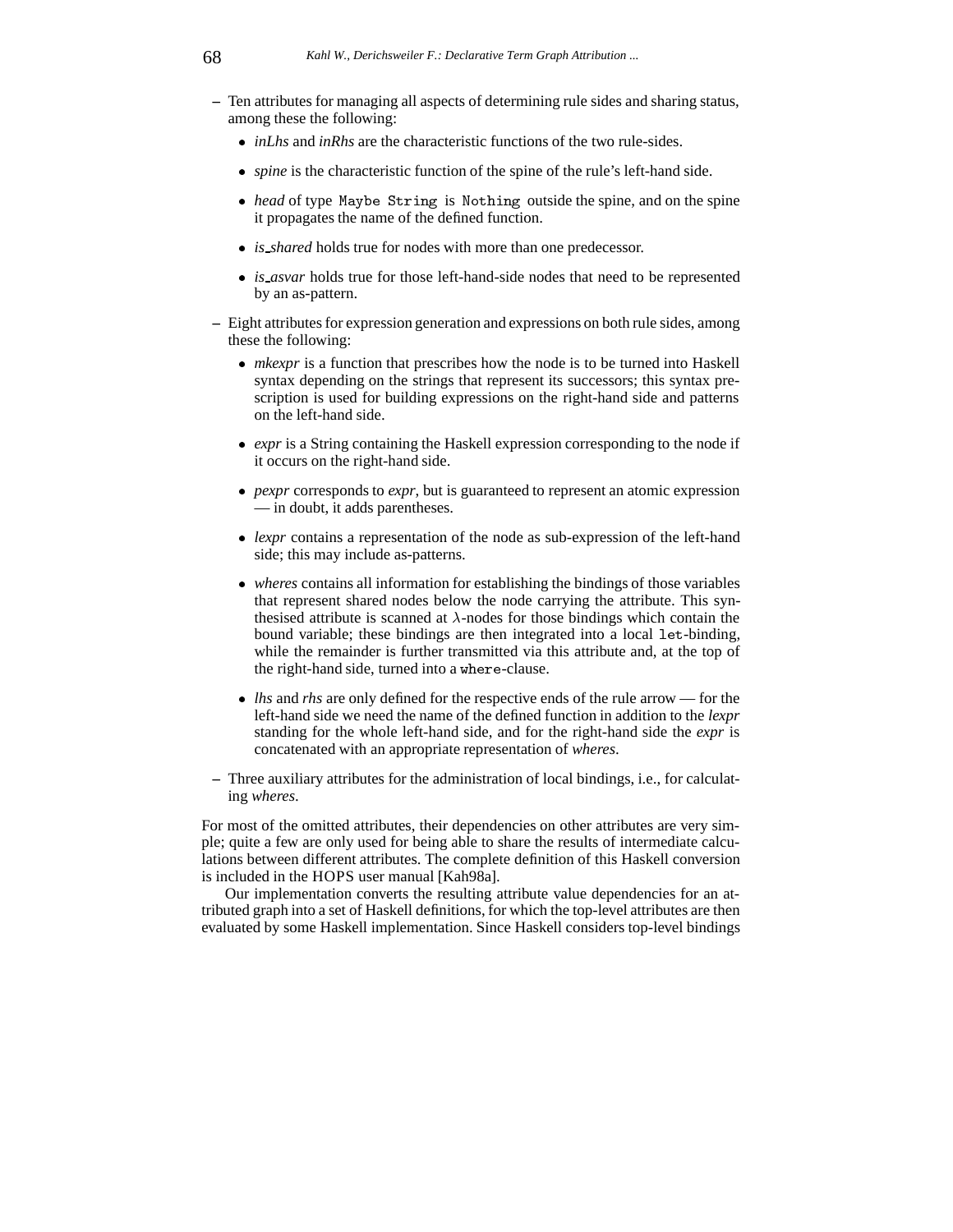- Ten attributes for managing all aspects of determining rule sides and sharing status, among these the following:
  - *inLhs* and *inRhs* are the characteristic functions of the two rule-sides.
  - *spine* is the characteristic function of the spine of the rule's left-hand side.
  - *head* of type `Maybe String` is `Nothing` outside the spine, and on the spine it propagates the name of the defined function.
  - *is_shared* holds true for nodes with more than one predecessor.
  - *is_asvar* holds true for those left-hand-side nodes that need to be represented by an as-pattern.
- Eight attributes for expression generation and expressions on both rule sides, among these the following:
  - *mkexpr* is a function that prescribes how the node is to be turned into Haskell syntax depending on the strings that represent its successors; this syntax prescription is used for building expressions on the right-hand side and patterns on the left-hand side.
  - *expr* is a String containing the Haskell expression corresponding to the node if it occurs on the right-hand side.
  - *pexpr* corresponds to *expr*, but is guaranteed to represent an atomic expression — in doubt, it adds parentheses.
  - *lexpr* contains a representation of the node as sub-expression of the left-hand side; this may include as-patterns.
  - *wheres* contains all information for establishing the bindings of those variables that represent shared nodes below the node carrying the attribute. This synthesised attribute is scanned at $\lambda$-nodes for those bindings which contain the bound variable; these bindings are then integrated into a local `let`-binding, while the remainder is further transmitted via this attribute and, at the top of the right-hand side, turned into a `where`-clause.
  - *lhs* and *rhs* are only defined for the respective ends of the rule arrow — for the left-hand side we need the name of the defined function in addition to the *lexpr* standing for the whole left-hand side, and for the right-hand side the *expr* is concatenated with an appropriate representation of *wheres*.
- Three auxiliary attributes for the administration of local bindings, i.e., for calculating *wheres*.

For most of the omitted attributes, their dependencies on other attributes are very simple; quite a few are only used for being able to share the results of intermediate calculations between different attributes. The complete definition of this Haskell conversion is included in the HOPS user manual [Kah98a].

Our implementation converts the resulting attribute value dependencies for an attributed graph into a set of Haskell definitions, for which the top-level attributes are then evaluated by some Haskell implementation. Since Haskell considers top-level bindings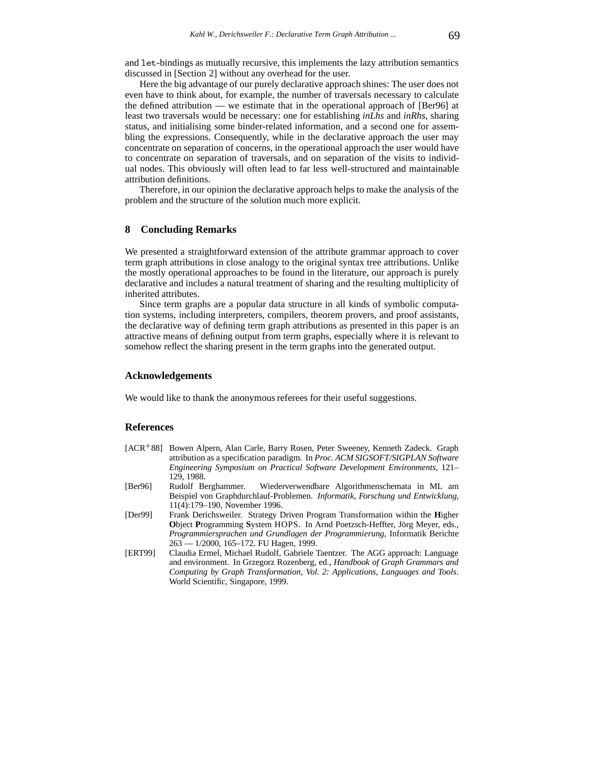and `let`-bindings as mutually recursive, this implements the lazy attribution semantics discussed in [Section 2] without any overhead for the user.

Here the big advantage of our purely declarative approach shines: The user does not even have to think about, for example, the number of traversals necessary to calculate the defined attribution — we estimate that in the operational approach of [Ber96] at least two traversals would be necessary: one for establishing *inLhs* and *inRhs*, sharing status, and initialising some binder-related information, and a second one for assembling the expressions. Consequently, while in the declarative approach the user may concentrate on separation of concerns, in the operational approach the user would have to concentrate on separation of traversals, and on separation of the visits to individual nodes. This obviously will often lead to far less well-structured and maintainable attribution definitions.

Therefore, in our opinion the declarative approach helps to make the analysis of the problem and the structure of the solution much more explicit.

## 8 Concluding Remarks

We presented a straightforward extension of the attribute grammar approach to cover term graph attributions in close analogy to the original syntax tree attributions. Unlike the mostly operational approaches to be found in the literature, our approach is purely declarative and includes a natural treatment of sharing and the resulting multiplicity of inherited attributes.

Since term graphs are a popular data structure in all kinds of symbolic computation systems, including interpreters, compilers, theorem provers, and proof assistants, the declarative way of defining term graph attributions as presented in this paper is an attractive means of defining output from term graphs, especially where it is relevant to somehow reflect the sharing present in the term graphs into the generated output.

## Acknowledgements

We would like to thank the anonymous referees for their useful suggestions.

## References

[ACR+88] Bowen Alpern, Alan Carle, Barry Rosen, Peter Sweeney, Kenneth Zadeck. Graph attribution as a specification paradigm. In *Proc. ACM SIGSOFT/SIGPLAN Software Engineering Symposium on Practical Software Development Environments*, 121–129, 1988.

[Ber96] Rudolf Berghammer. Wiederverwendbare Algorithmenschemata in ML am Beispiel von Graphdurchlauf-Problemen. *Informatik, Forschung und Entwicklung*, 11(4):179–190, November 1996.

[Der99] Frank Derichsweiler. Strategy Driven Program Transformation within the **H**igher **O**bject **P**rogramming **S**ystem HOPS. In Arnd Poetzsch-Heffter, Jörg Meyer, eds., *Programmiersprachen und Grundlagen der Programmierung*, Informatik Berichte 263 — 1/2000, 165–172. FU Hagen, 1999.

[ERT99] Claudia Ermel, Michael Rudolf, Gabriele Taentzer. The AGG approach: Language and environment. In Grzegorz Rozenberg, ed., *Handbook of Graph Grammars and Computing by Graph Transformation, Vol. 2: Applications, Languages and Tools*. World Scientific, Singapore, 1999.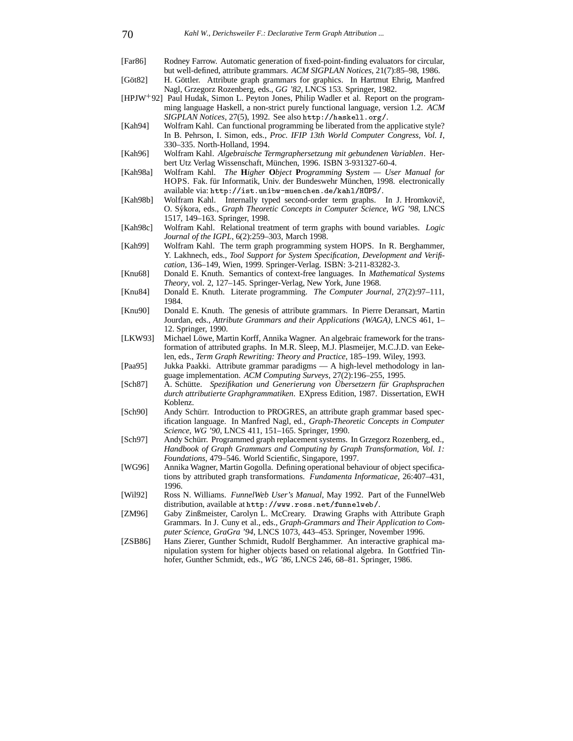[Far86] Rodney Farrow. Automatic generation of fixed-point-finding evaluators for circular, but well-defined, attribute grammars. *ACM SIGPLAN Notices*, 21(7):85–98, 1986.

[Göt82] H. Göttler. Attribute graph grammars for graphics. In Hartmut Ehrig, Manfred Nagl, Grzegorz Rozenberg, eds., *GG '82*, LNCS 153. Springer, 1982.

[HPJW+92] Paul Hudak, Simon L. Peyton Jones, Philip Wadler et al. Report on the programming language Haskell, a non-strict purely functional language, version 1.2. *ACM SIGPLAN Notices*, 27(5), 1992. See also `http://haskell.org/`.

[Kah94] Wolfram Kahl. Can functional programming be liberated from the applicative style? In B. Pehrson, I. Simon, eds., *Proc. IFIP 13th World Computer Congress, Vol. I*, 330–335. North-Holland, 1994.

[Kah96] Wolfram Kahl. *Algebraische Termgraphersetzung mit gebundenen Variablen*. Herbert Utz Verlag Wissenschaft, München, 1996. ISBN 3-931327-60-4.

[Kah98a] Wolfram Kahl. *The* **H***igher* **O***bject* **P***rogramming* **S***ystem — User Manual for* HOPS. Fak. für Informatik, Univ. der Bundeswehr München, 1998. electronically available via: `http://ist.unibw-muenchen.de/kahl/HOPS/`.

[Kah98b] Wolfram Kahl. Internally typed second-order term graphs. In J. Hromkovič, O. Sýkora, eds., *Graph Theoretic Concepts in Computer Science, WG '98*, LNCS 1517, 149–163. Springer, 1998.

[Kah98c] Wolfram Kahl. Relational treatment of term graphs with bound variables. *Logic Journal of the IGPL*, 6(2):259–303, March 1998.

[Kah99] Wolfram Kahl. The term graph programming system HOPS. In R. Berghammer, Y. Lakhnech, eds., *Tool Support for System Specification, Development and Verification*, 136–149, Wien, 1999. Springer-Verlag. ISBN: 3-211-83282-3.

[Knu68] Donald E. Knuth. Semantics of context-free languages. In *Mathematical Systems Theory*, vol. 2, 127–145. Springer-Verlag, New York, June 1968.

[Knu84] Donald E. Knuth. Literate programming. *The Computer Journal*, 27(2):97–111, 1984.

[Knu90] Donald E. Knuth. The genesis of attribute grammars. In Pierre Deransart, Martin Jourdan, eds., *Attribute Grammars and their Applications (WAGA)*, LNCS 461, 1–12. Springer, 1990.

[LKW93] Michael Löwe, Martin Korff, Annika Wagner. An algebraic framework for the transformation of attributed graphs. In M.R. Sleep, M.J. Plasmeijer, M.C.J.D. van Eekelen, eds., *Term Graph Rewriting: Theory and Practice*, 185–199. Wiley, 1993.

[Paa95] Jukka Paakki. Attribute grammar paradigms — A high-level methodology in language implementation. *ACM Computing Surveys*, 27(2):196–255, 1995.

[Sch87] A. Schütte. *Spezifikation und Generierung von Übersetzern für Graphsprachen durch attributierte Graphgrammatiken*. EXpress Edition, 1987. Dissertation, EWH Koblenz.

[Sch90] Andy Schürr. Introduction to PROGRES, an attribute graph grammar based specification language. In Manfred Nagl, ed., *Graph-Theoretic Concepts in Computer Science, WG '90*, LNCS 411, 151–165. Springer, 1990.

[Sch97] Andy Schürr. Programmed graph replacement systems. In Grzegorz Rozenberg, ed., *Handbook of Graph Grammars and Computing by Graph Transformation, Vol. 1: Foundations*, 479–546. World Scientific, Singapore, 1997.

[WG96] Annika Wagner, Martin Gogolla. Defining operational behaviour of object specifications by attributed graph transformations. *Fundamenta Informaticae*, 26:407–431, 1996.

[Wil92] Ross N. Williams. *FunnelWeb User's Manual*, May 1992. Part of the FunnelWeb distribution, available at `http://www.ross.net/funnelweb/`.

[ZM96] Gaby Zinßmeister, Carolyn L. McCreary. Drawing Graphs with Attribute Graph Grammars. In J. Cuny et al., eds., *Graph-Grammars and Their Application to Computer Science, GraGra '94*, LNCS 1073, 443–453. Springer, November 1996.

[ZSB86] Hans Zierer, Gunther Schmidt, Rudolf Berghammer. An interactive graphical manipulation system for higher objects based on relational algebra. In Gottfried Tinhofer, Gunther Schmidt, eds., *WG '86*, LNCS 246, 68–81. Springer, 1986.